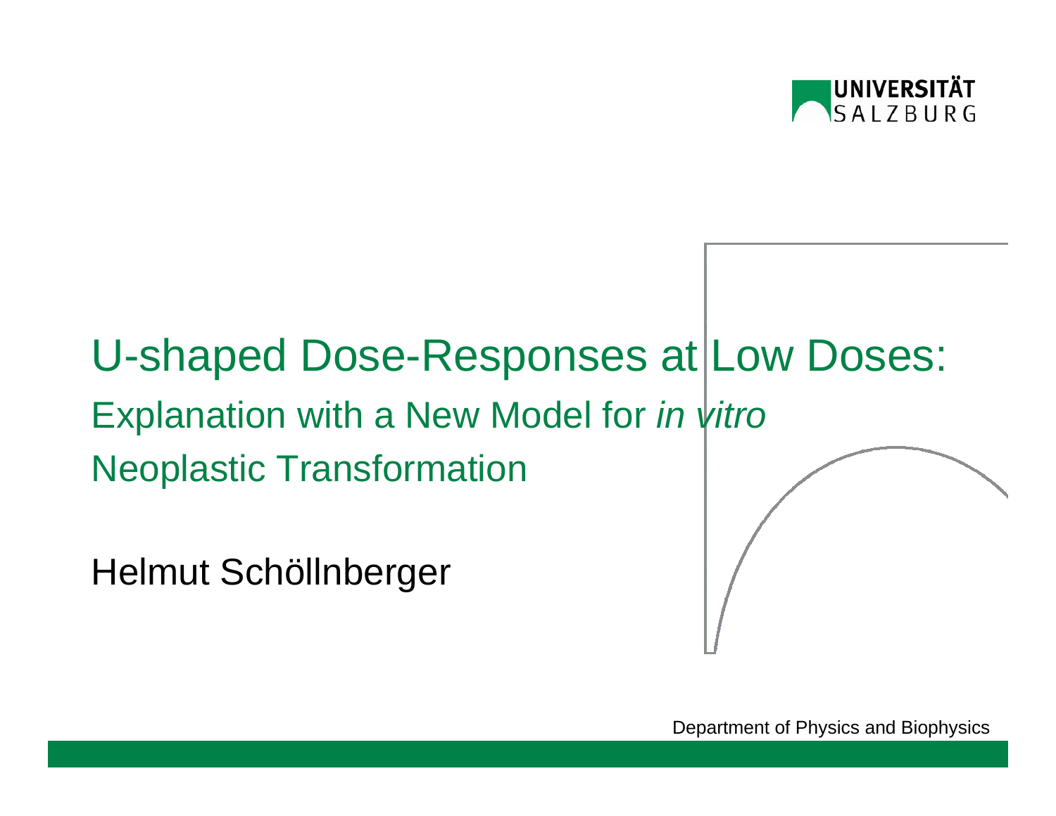UNIVERSITÄT SALZBURG

# U-shaped Dose-Responses at Low Doses:

## Explanation with a New Model for *in vitro* Neoplastic Transformation

Helmut Schöllnberger

Department of Physics and Biophysics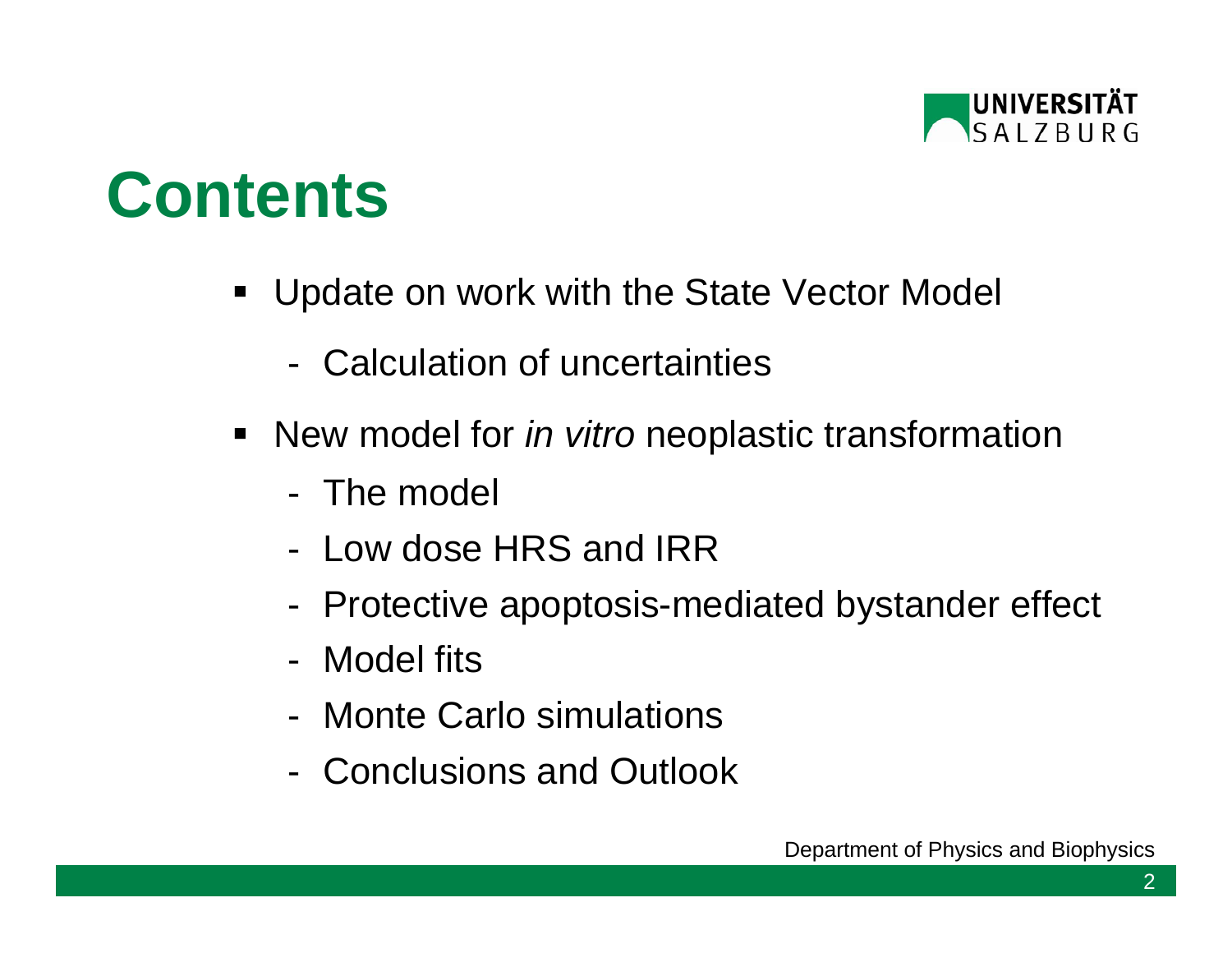# Contents

- Update on work with the State Vector Model
  - Calculation of uncertainties
- New model for *in vitro* neoplastic transformation
  - The model
  - Low dose HRS and IRR
  - Protective apoptosis-mediated bystander effect
  - Model fits
  - Monte Carlo simulations
  - Conclusions and Outlook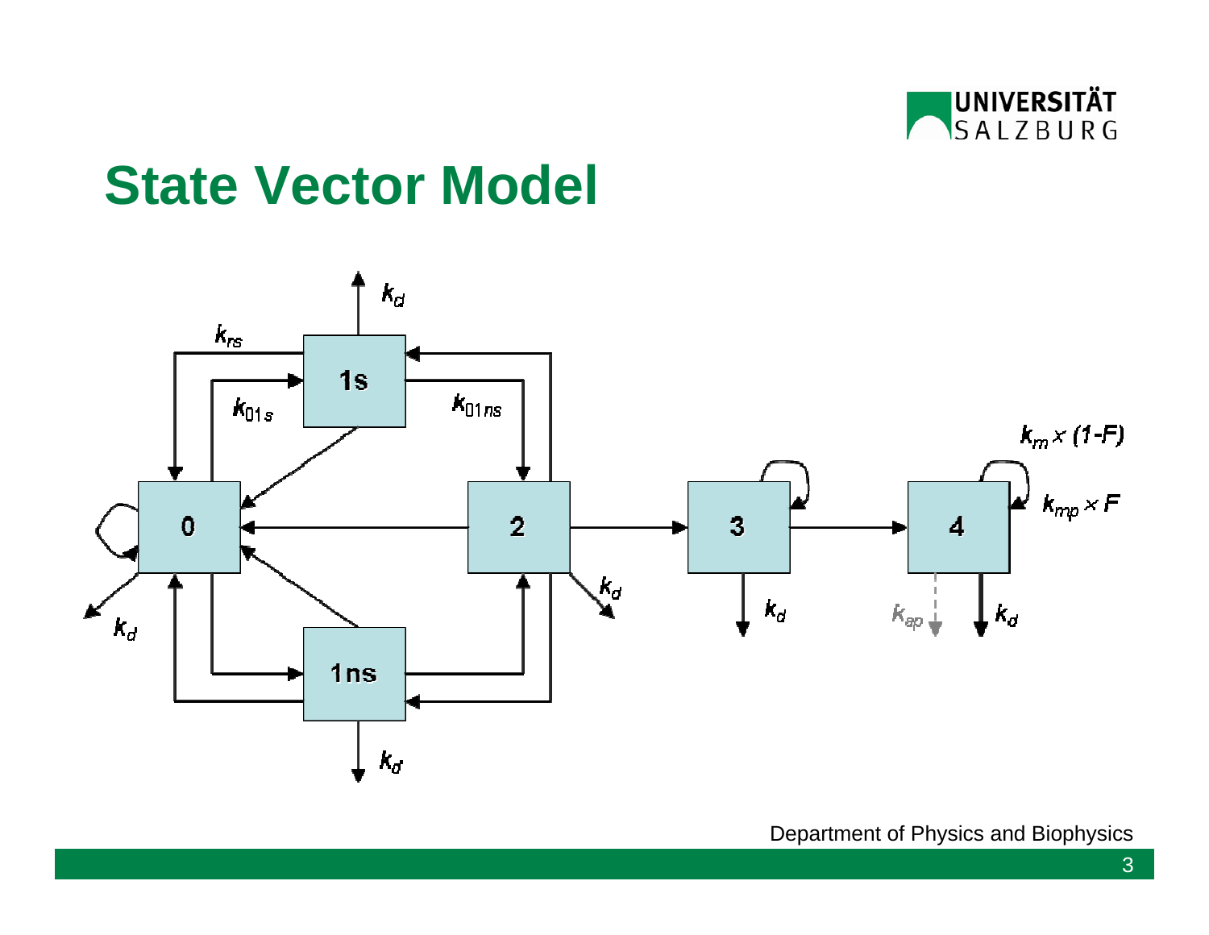# State Vector Model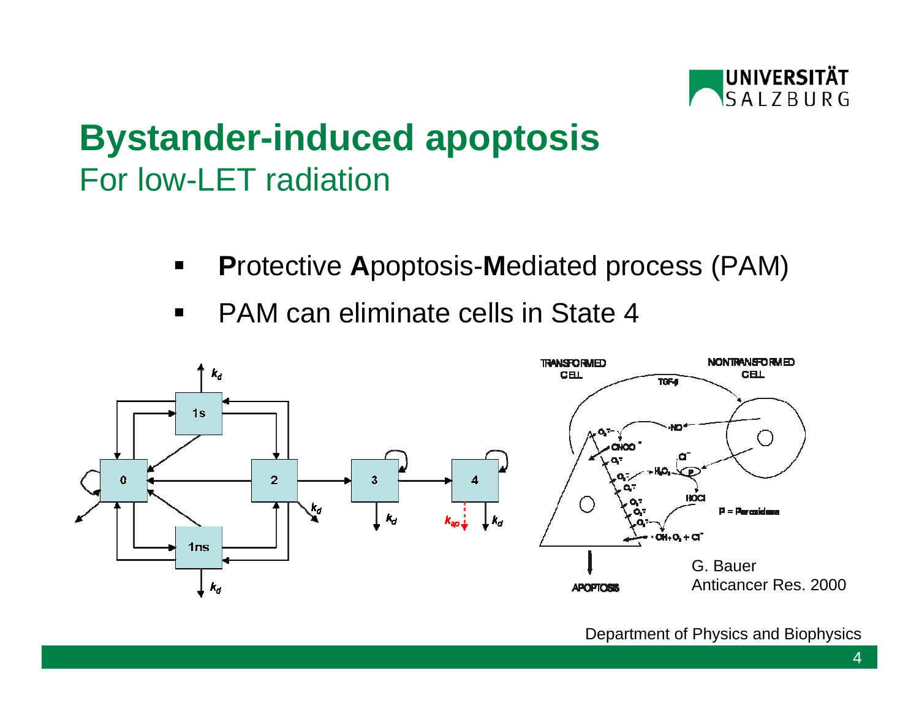# Bystander-induced apoptosis

## For low-LET radiation

- **P**rotective **A**poptosis-**M**ediated process (PAM)
- PAM can eliminate cells in State 4

G. Bauer
Anticancer Res. 2000

Department of Physics and Biophysics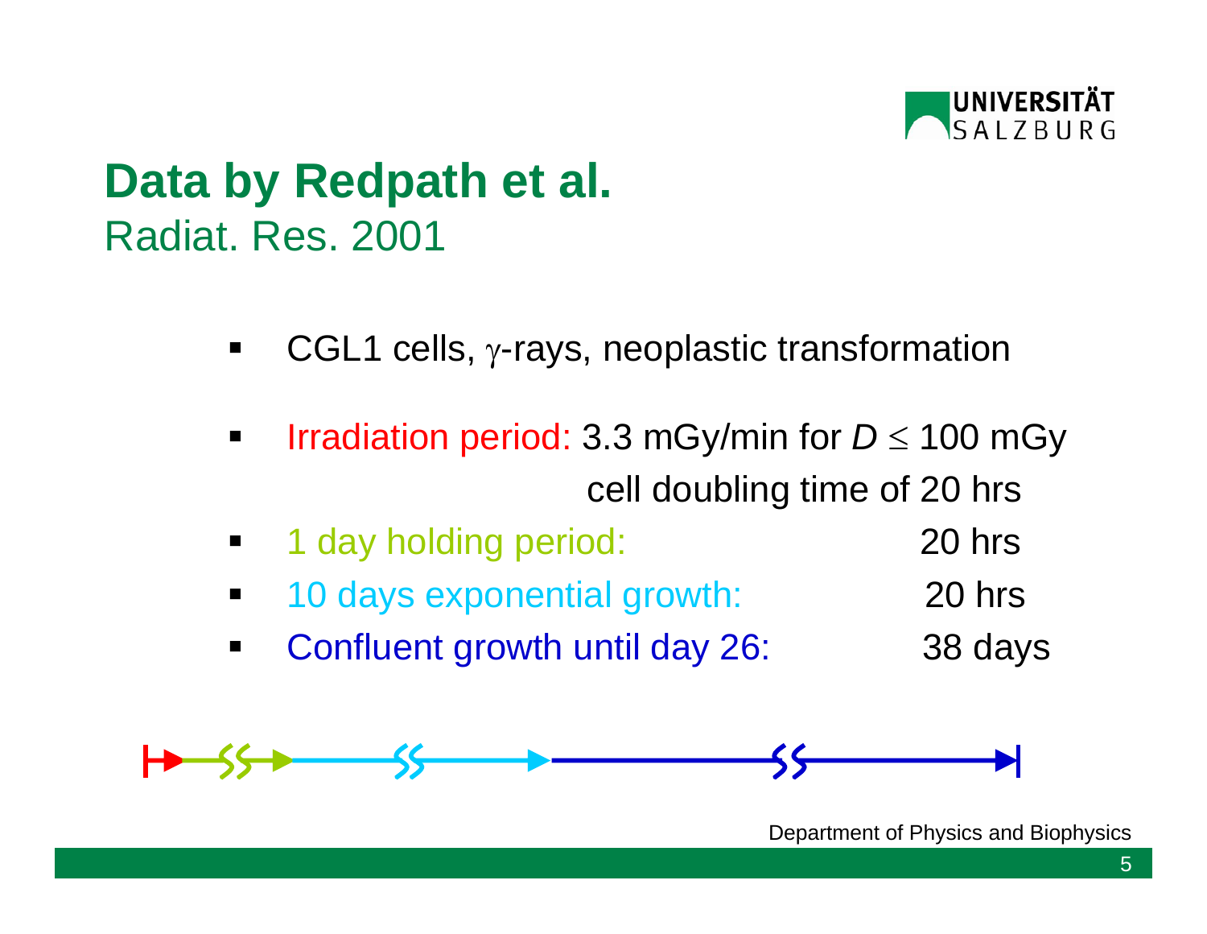# Data by Redpath et al.

Radiat. Res. 2001

- CGL1 cells, $\gamma$-rays, neoplastic transformation
- Irradiation period: 3.3 mGy/min for $D \leq 100$ mGy
  cell doubling time of 20 hrs
- 1 day holding period: 20 hrs
- 10 days exponential growth: 20 hrs
- Confluent growth until day 26: 38 days

Department of Physics and Biophysics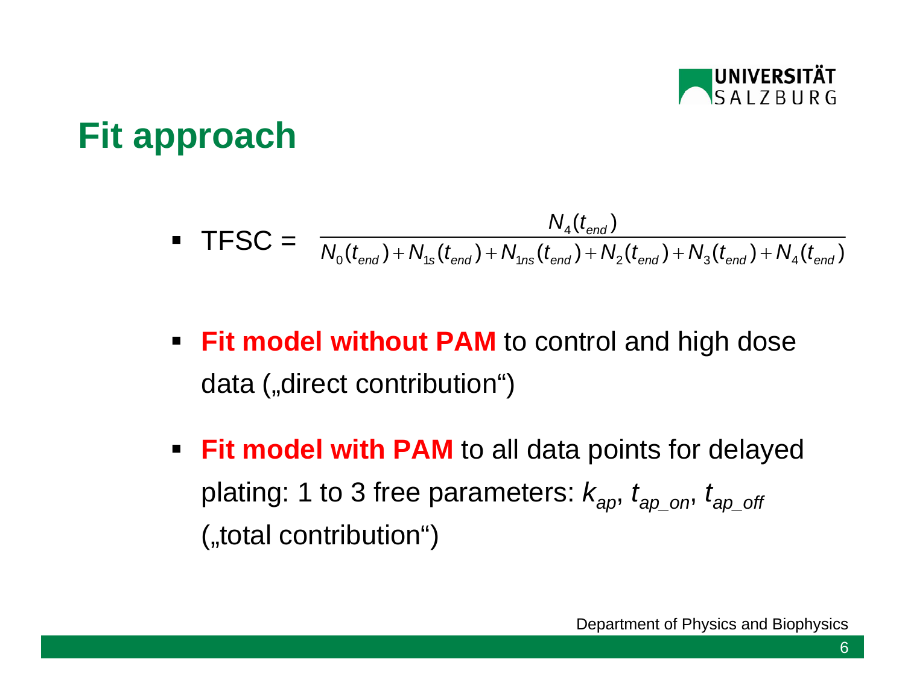# Fit approach

- TFSC = $$\frac{N_4(t_{end})}{N_0(t_{end}) + N_{1s}(t_{end}) + N_{1ns}(t_{end}) + N_2(t_{end}) + N_3(t_{end}) + N_4(t_{end})}$$

- **Fit model without PAM** to control and high dose data („direct contribution“)

- **Fit model with PAM** to all data points for delayed plating: 1 to 3 free parameters: $k_{ap}$, $t_{ap\_on}$, $t_{ap\_off}$ („total contribution“)

Department of Physics and Biophysics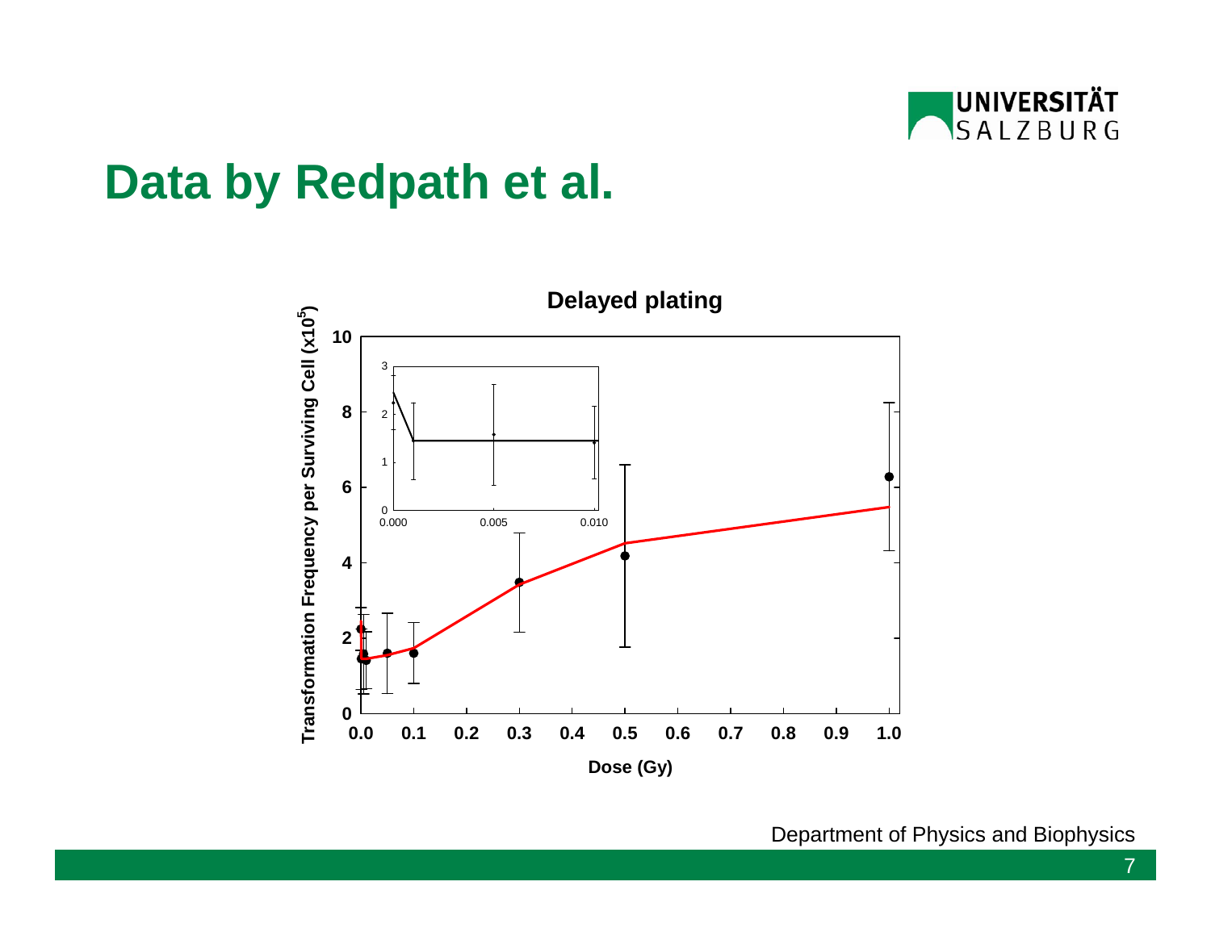# Data by Redpath et al.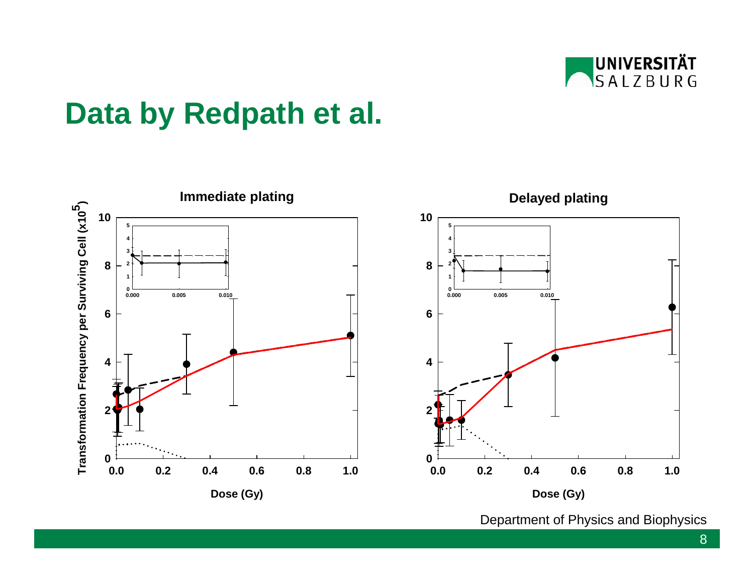# Data by Redpath et al.

**Immediate plating**

**Delayed plating**

Transformation Frequency per Surviving Cell ($\times 10^5$)

Dose (Gy)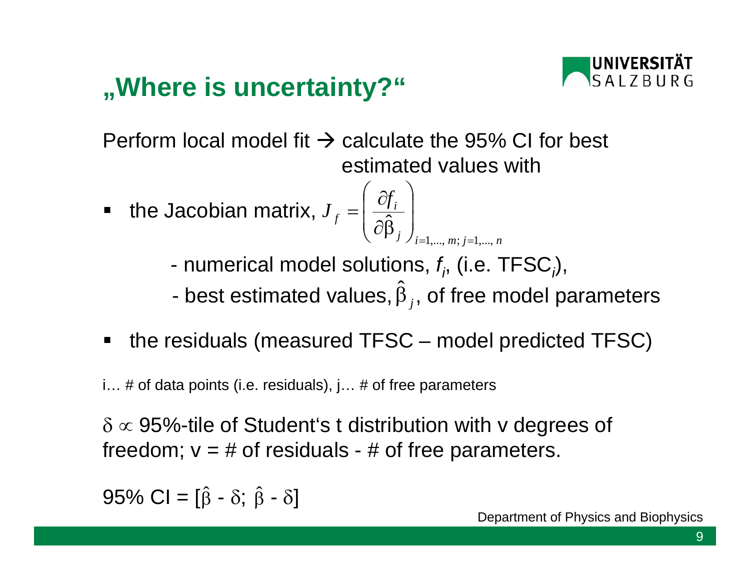# „Where is uncertainty?"

Perform local model fit → calculate the 95% CI for best estimated values with

- the Jacobian matrix, $J_f = \left( \frac{\partial f_i}{\partial \hat{\beta}_j} \right)_{i=1,\dots,m;\, j=1,\dots,n}$

  - numerical model solutions, $f_i$, (i.e. $TFSC_i$),
  - best estimated values, $\hat{\beta}_j$, of free model parameters

- the residuals (measured TFSC – model predicted TFSC)

i… # of data points (i.e. residuals), j… # of free parameters

$\delta \propto$ 95%-tile of Student's t distribution with v degrees of freedom; v = # of residuals - # of free parameters.

95% CI = $[\hat{\beta} - \delta;\ \hat{\beta} - \delta]$

Department of Physics and Biophysics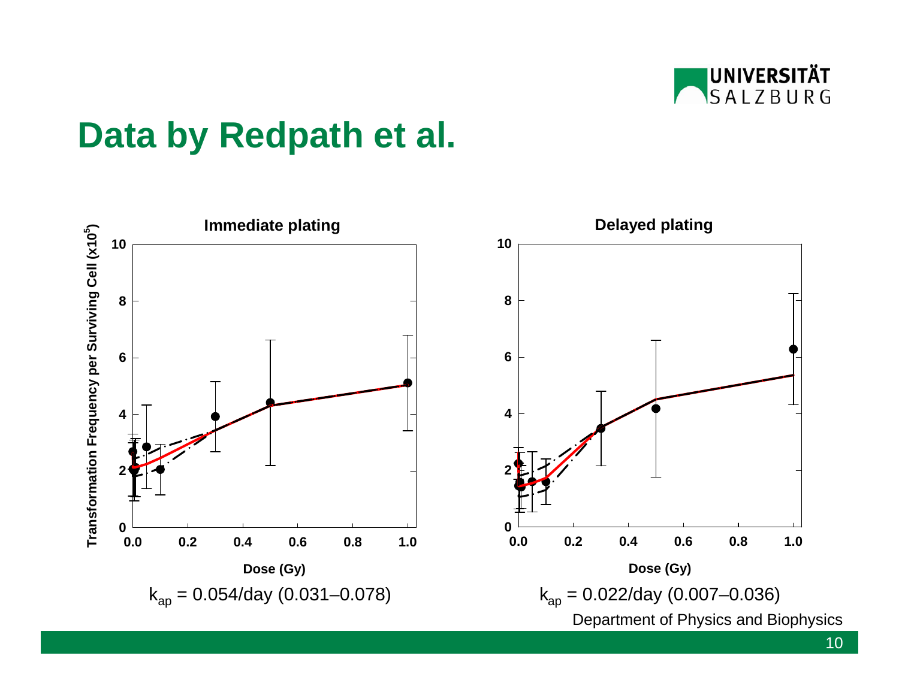# Data by Redpath et al.

**Immediate plating**

$k_{ap}$ = 0.054/day (0.031–0.078)

**Delayed plating**

$k_{ap}$ = 0.022/day (0.007–0.036)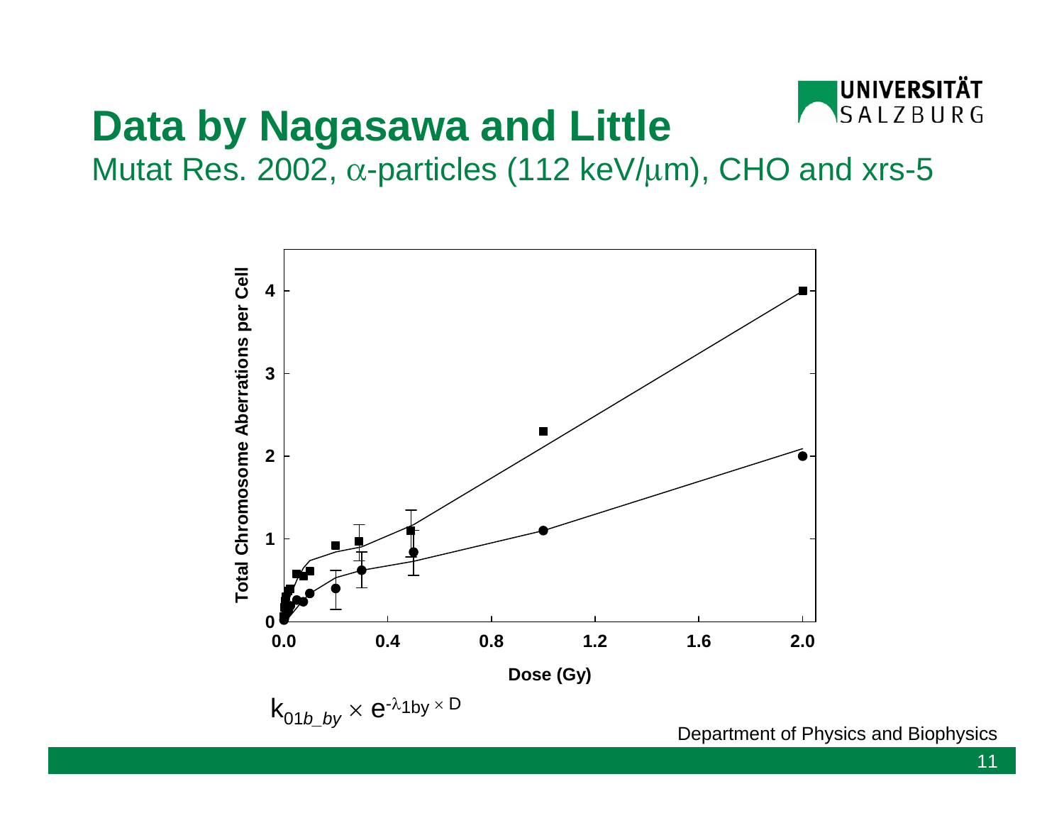# Data by Nagasawa and Little

Mutat Res. 2002, $\alpha$-particles (112 keV/$\mu$m), CHO and xrs-5

Total Chromosome Aberrations per Cell

Dose (Gy)

$k_{01b\_by} \times e^{-\lambda_{1by} \times D}$

Department of Physics and Biophysics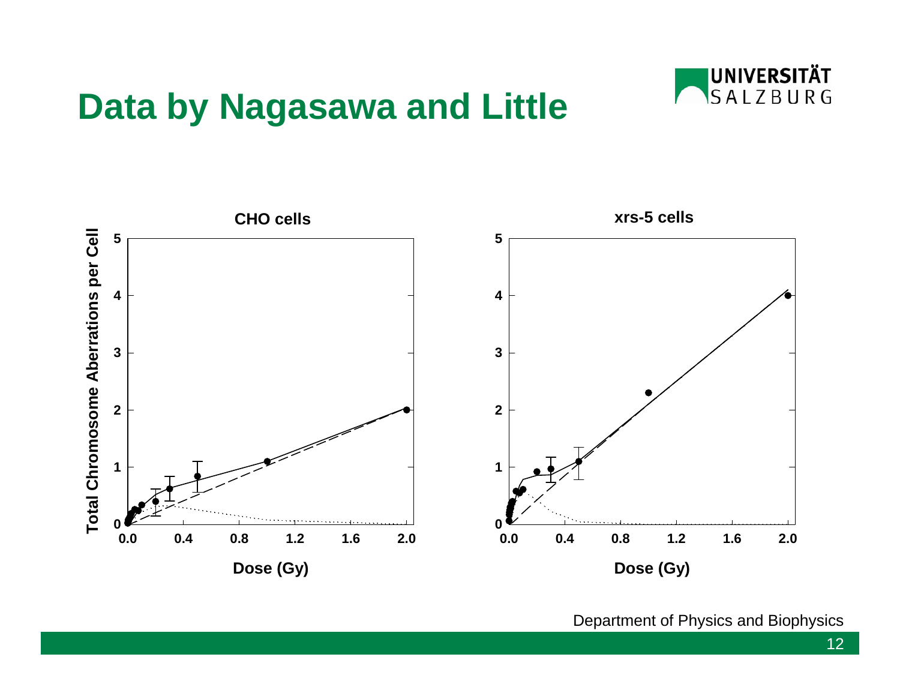# Data by Nagasawa and Little

**CHO cells**

**xrs-5 cells**

Total Chromosome Aberrations per Cell

Dose (Gy)

Department of Physics and Biophysics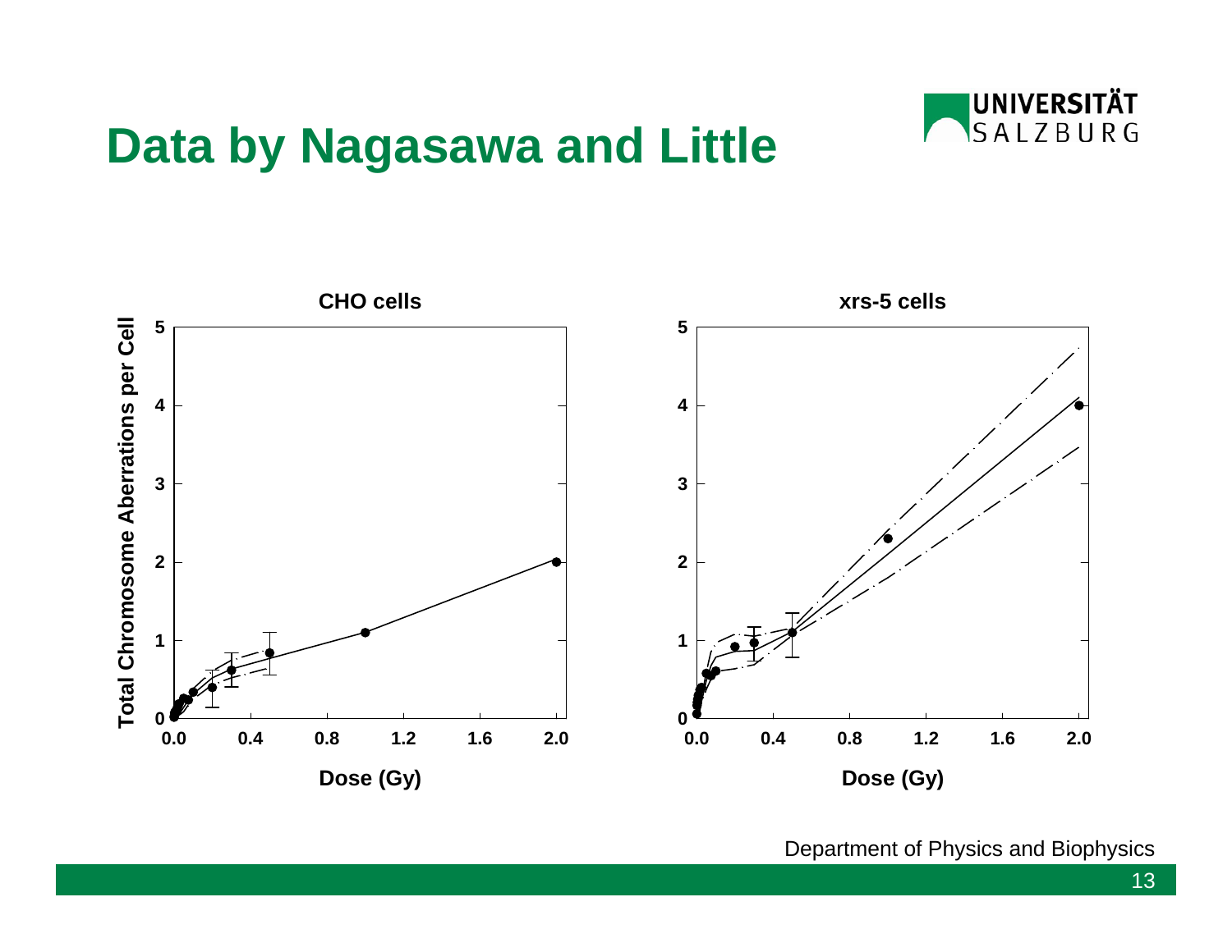# Data by Nagasawa and Little

**CHO cells**

Total Chromosome Aberrations per Cell

Dose (Gy)

**xrs-5 cells**

Dose (Gy)

Department of Physics and Biophysics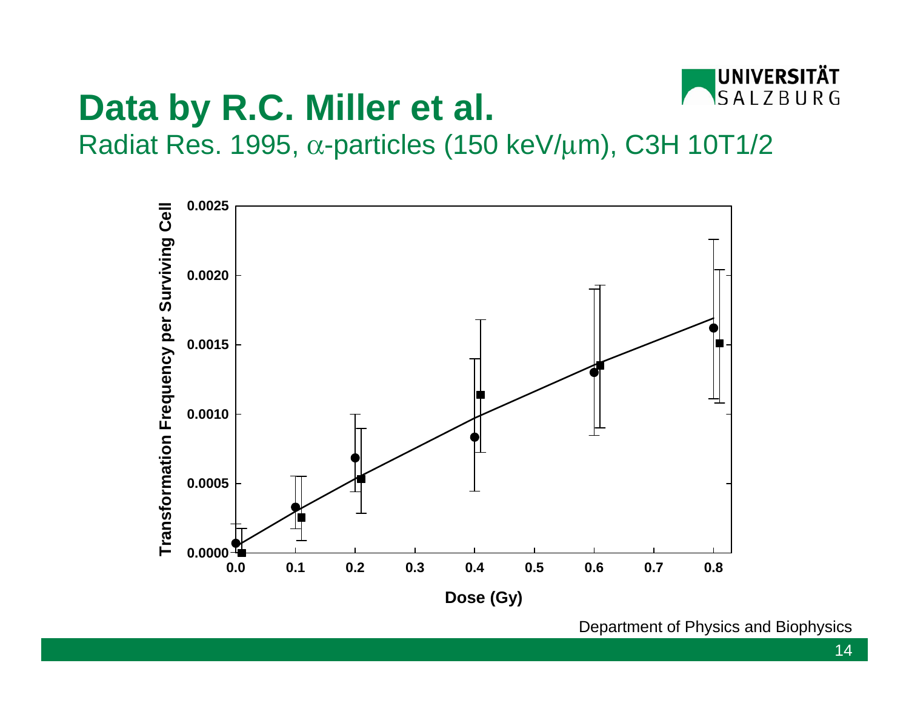# Data by R.C. Miller et al.

Radiat Res. 1995, $\alpha$-particles (150 keV/$\mu$m), C3H 10T1/2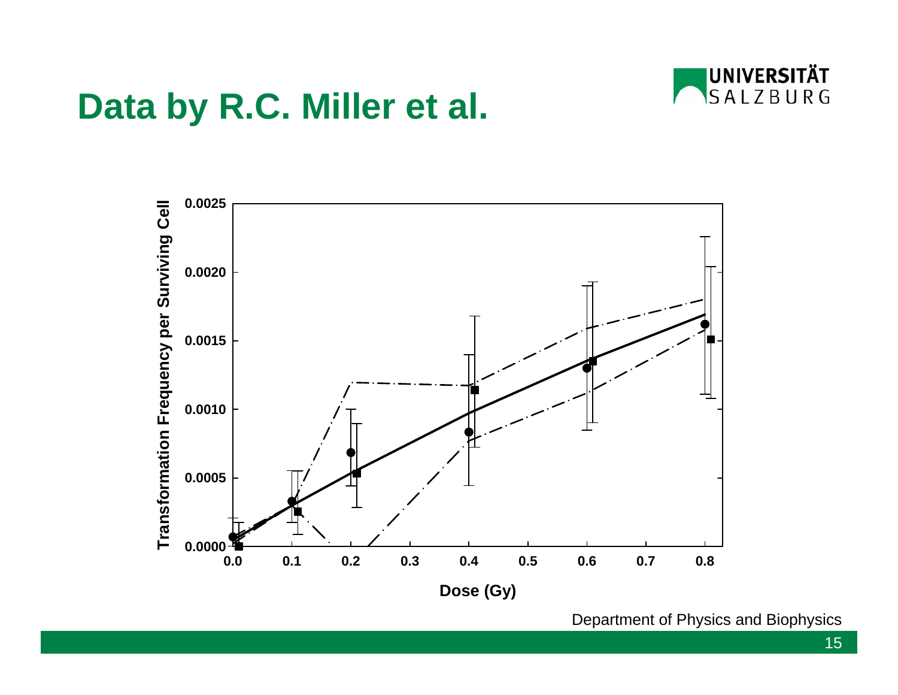# Data by R.C. Miller et al.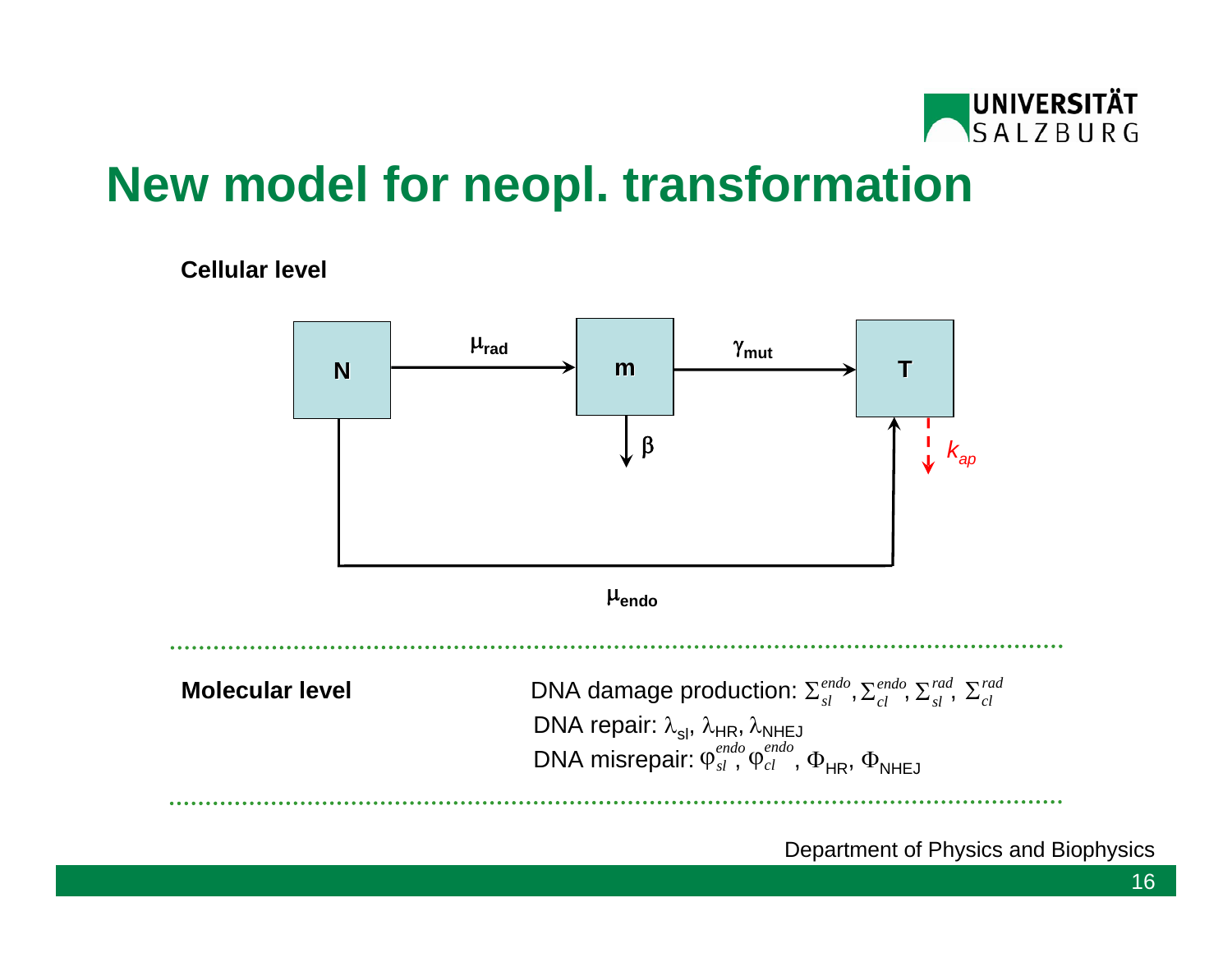# New model for neopl. transformation

**Cellular level**

N → ($\mu_{rad}$) → m → ($\gamma_{mut}$) → T

m → $\beta$

T → $k_{ap}$

N → ($\mu_{endo}$) → T

**Molecular level**

DNA damage production: $\Sigma_{sl}^{endo}, \Sigma_{cl}^{endo}, \Sigma_{sl}^{rad}, \Sigma_{cl}^{rad}$

DNA repair: $\lambda_{sl}$, $\lambda_{HR}$, $\lambda_{NHEJ}$

DNA misrepair: $\varphi_{sl}^{endo}, \varphi_{cl}^{endo}$, $\Phi_{HR}$, $\Phi_{NHEJ}$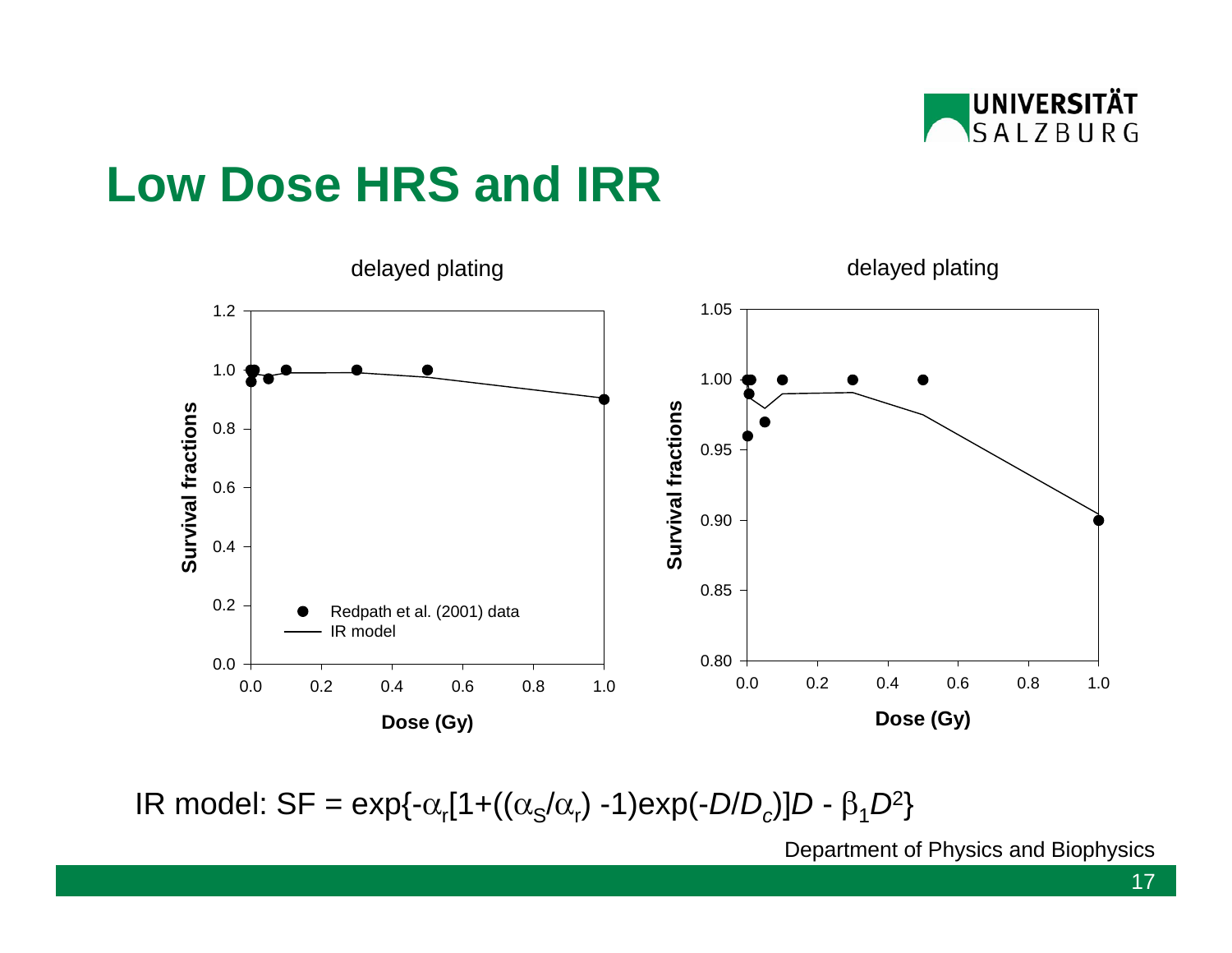# Low Dose HRS and IRR

IR model: $SF = \exp\{-\alpha_r[1+((\alpha_S/\alpha_r) - 1)\exp(-D/D_c)]D - \beta_1 D^2\}$

Department of Physics and Biophysics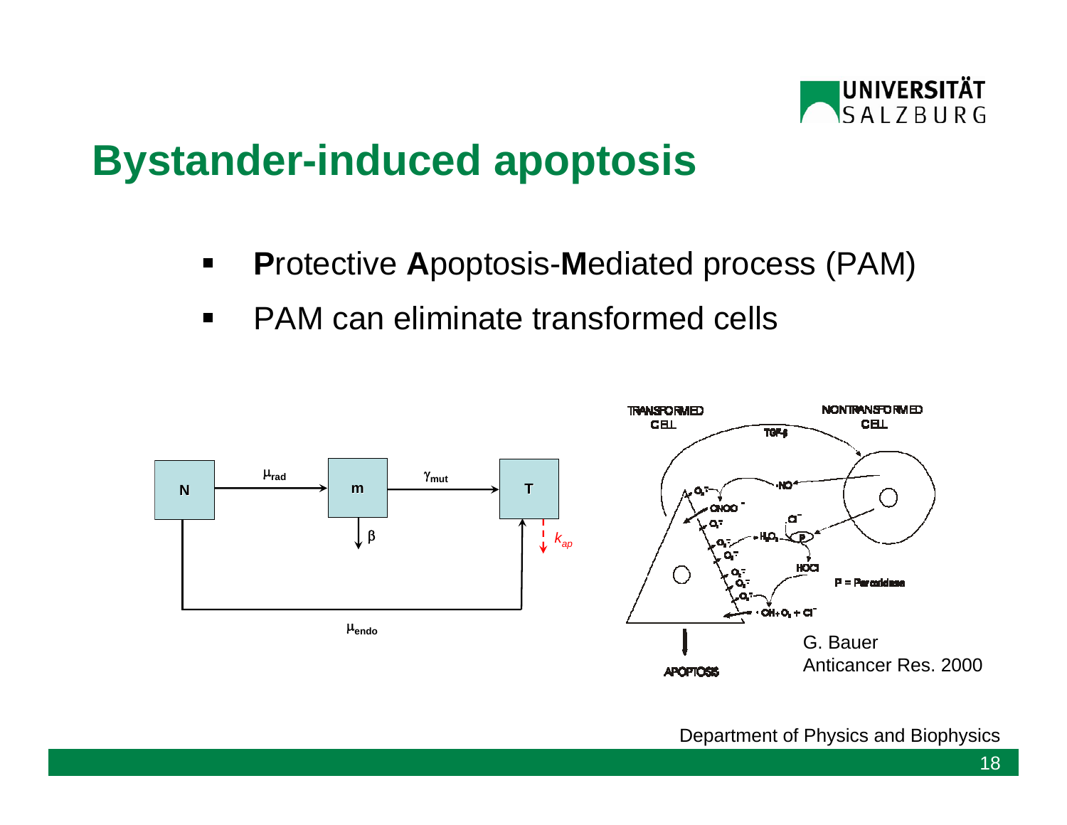# Bystander-induced apoptosis

- **P**rotective **A**poptosis-**M**ediated process (PAM)
- PAM can eliminate transformed cells

N → $\mu_{rad}$ → m → $\gamma_{mut}$ → T

m ↓ $\beta$

T ↓ $k_{ap}$

N → $\mu_{endo}$ → T

TRANSFORMED CELL — NONTRANSFORMED CELL

TGF-β, $O_2^{\cdot-}$, $\cdot NO$, $ONOO^-$, $Cl^-$, $H_2O_2$, P, HOCl, $\cdot OH + O_2 + Cl^-$

P = Peroxidase

APOPTOSIS

G. Bauer
Anticancer Res. 2000

Department of Physics and Biophysics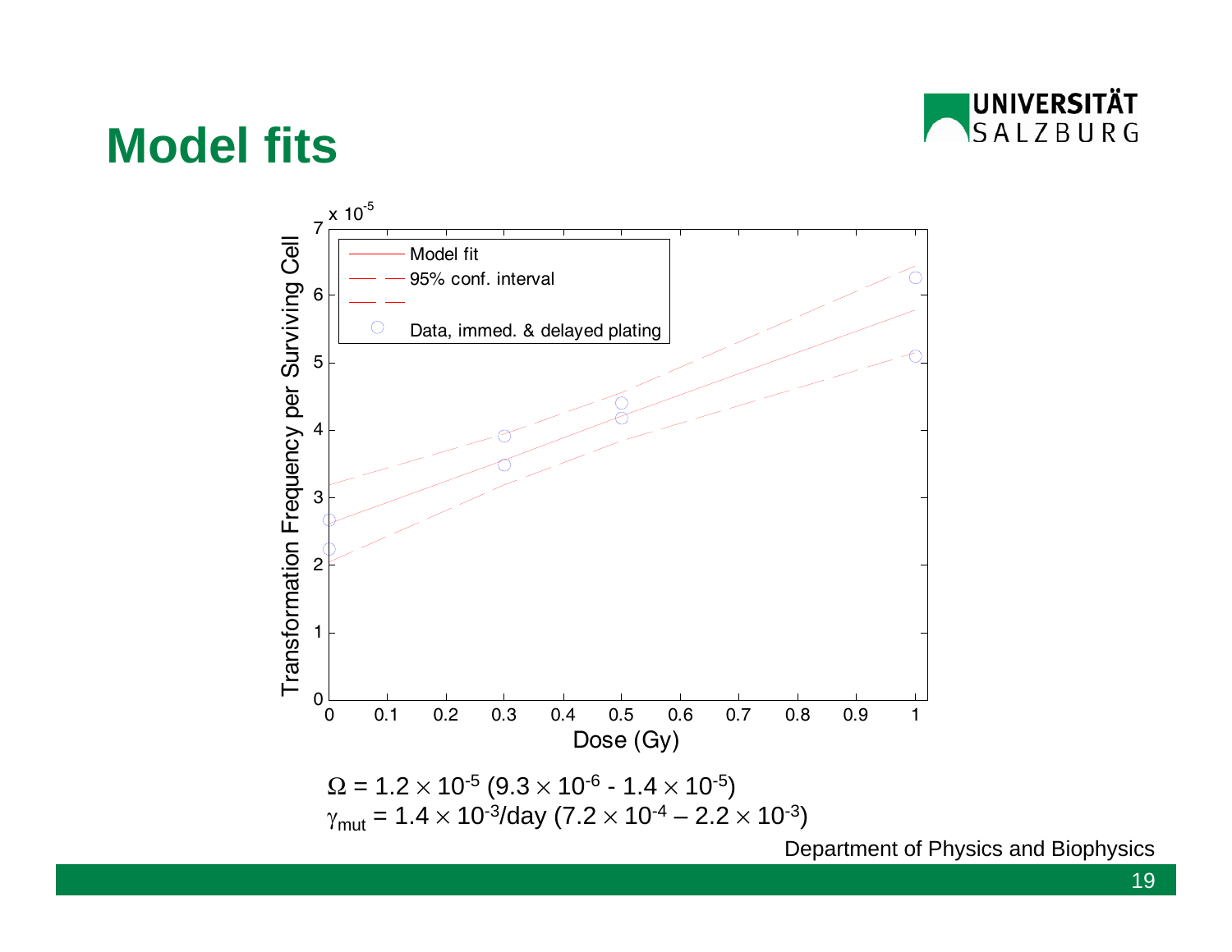# Model fits

$\Omega = 1.2 \times 10^{-5}$ ($9.3 \times 10^{-6}$ - $1.4 \times 10^{-5}$)

$\gamma_{mut} = 1.4 \times 10^{-3}$/day ($7.2 \times 10^{-4}$ – $2.2 \times 10^{-3}$)

Department of Physics and Biophysics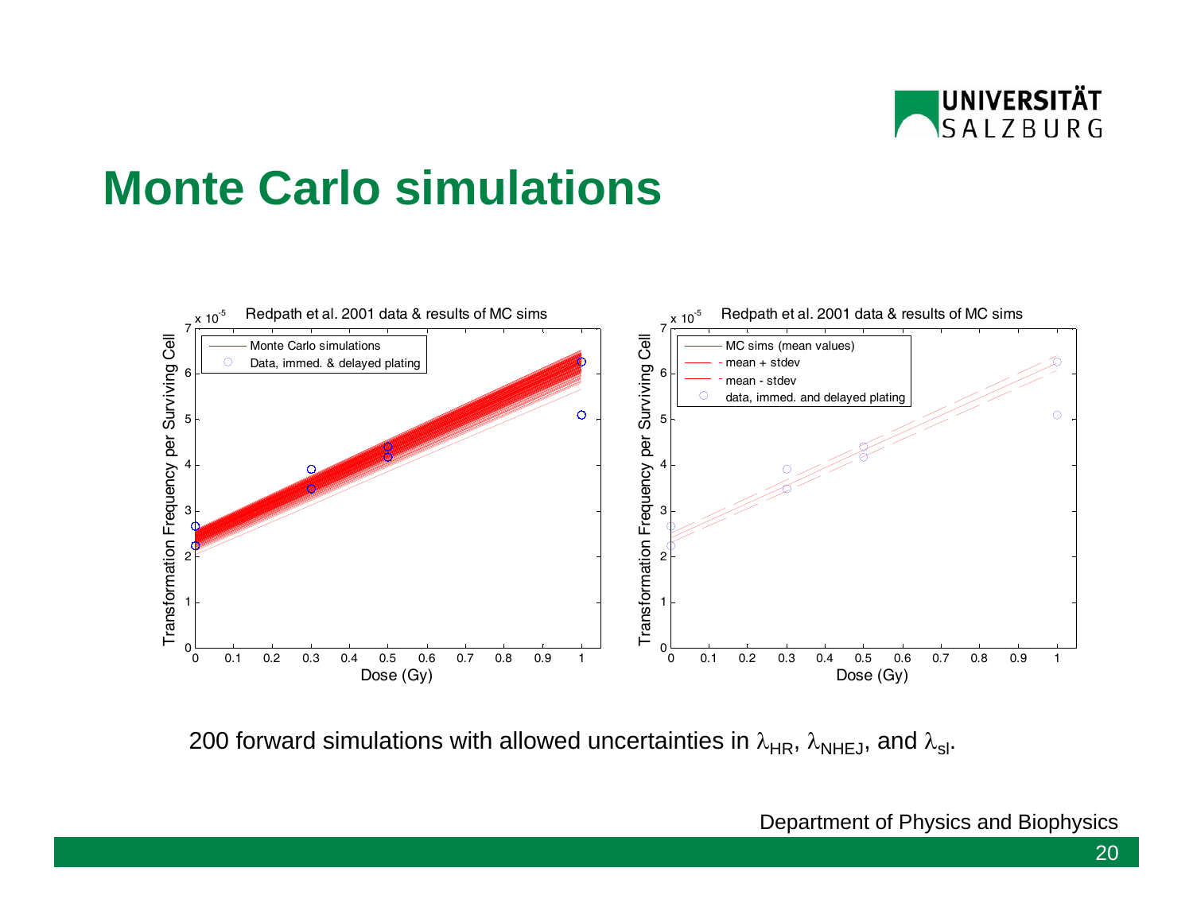# Monte Carlo simulations

200 forward simulations with allowed uncertainties in $\lambda_{HR}$, $\lambda_{NHEJ}$, and $\lambda_{sl}$.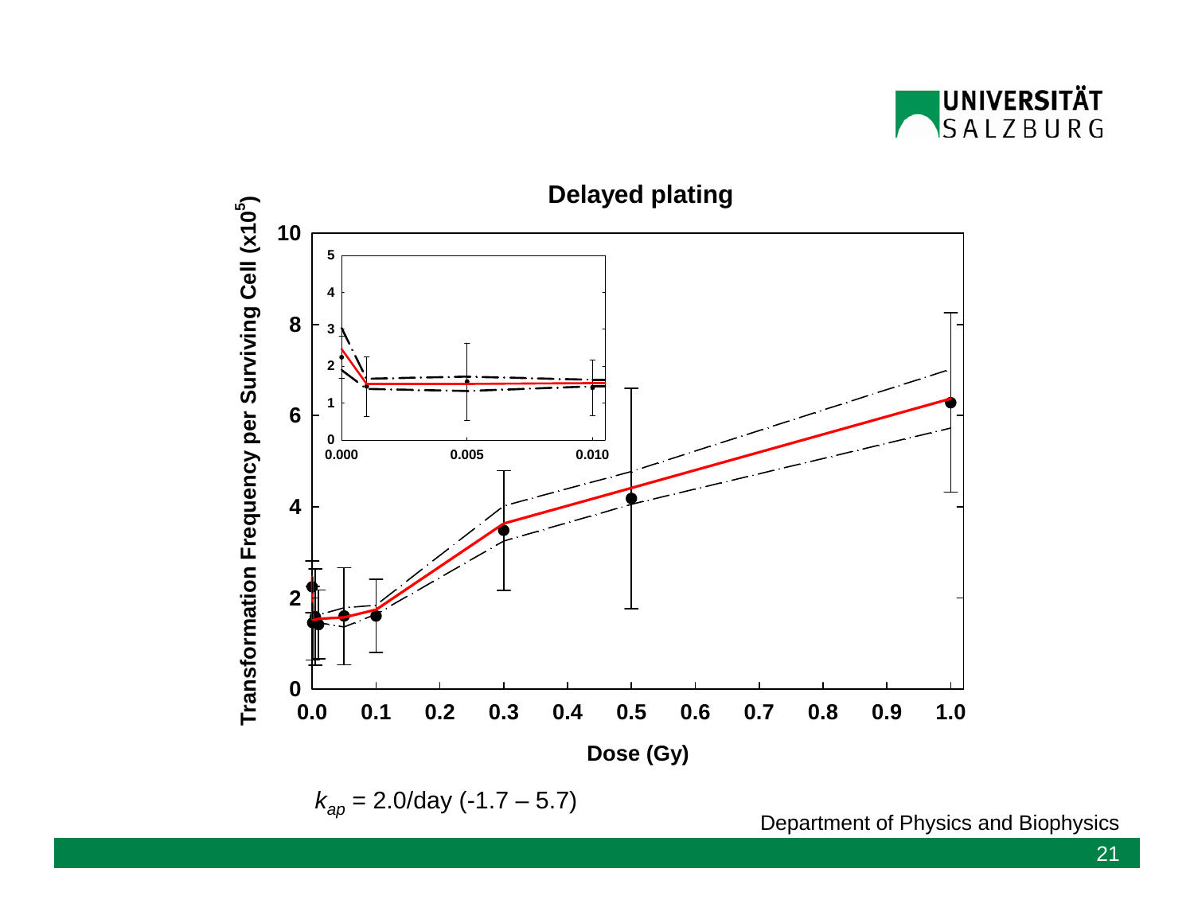## Delayed plating

$k_{ap}$ = 2.0/day (-1.7 – 5.7)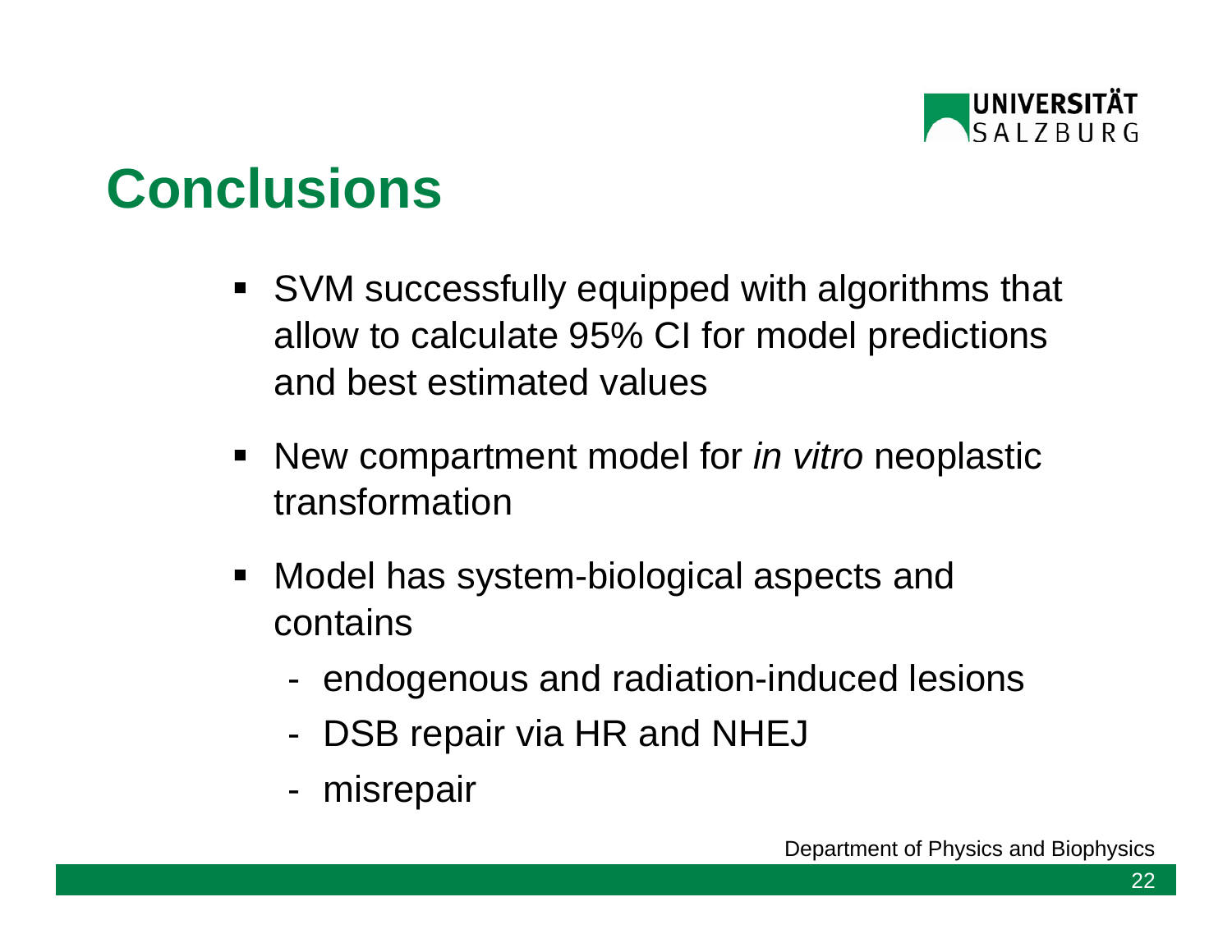# Conclusions

- SVM successfully equipped with algorithms that allow to calculate 95% CI for model predictions and best estimated values
- New compartment model for *in vitro* neoplastic transformation
- Model has system-biological aspects and contains
  - endogenous and radiation-induced lesions
  - DSB repair via HR and NHEJ
  - misrepair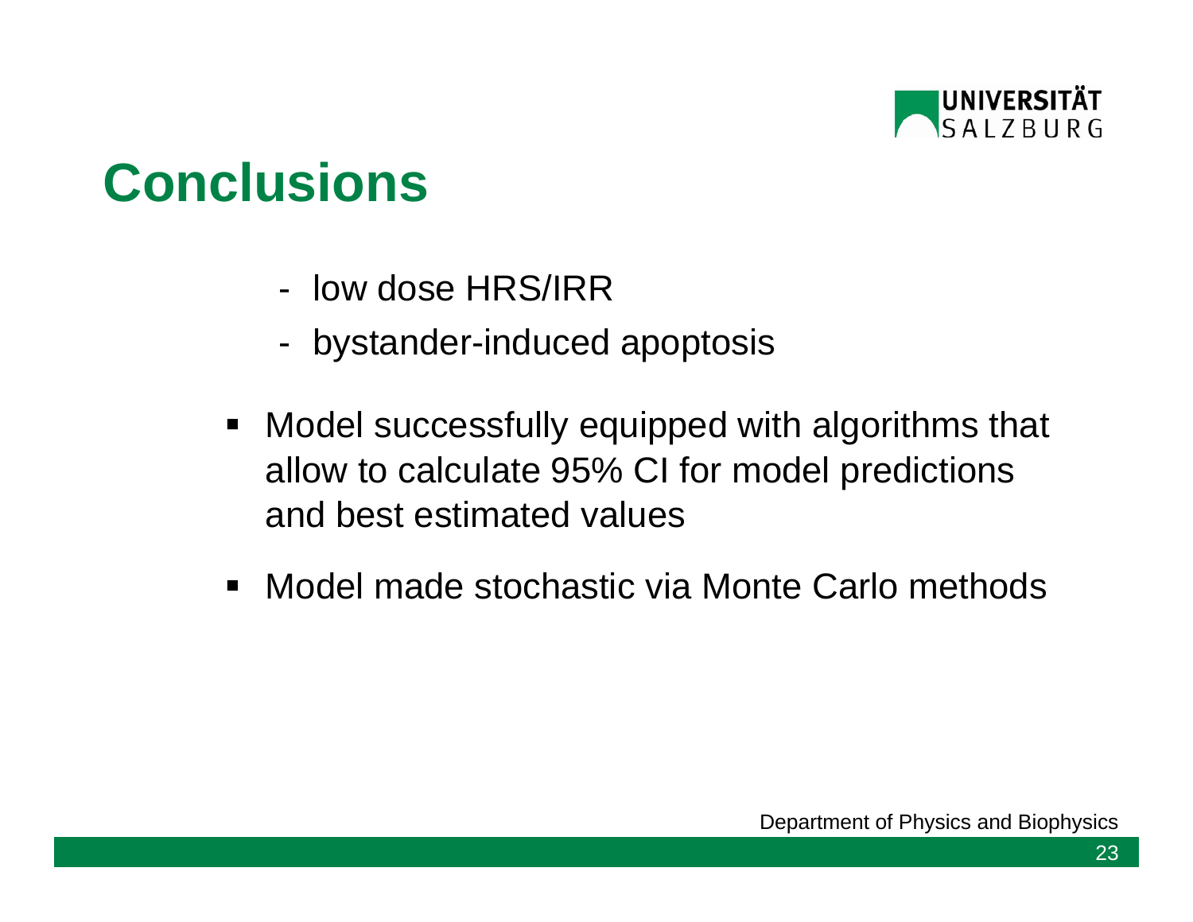# Conclusions

- low dose HRS/IRR
- bystander-induced apoptosis

- Model successfully equipped with algorithms that allow to calculate 95% CI for model predictions and best estimated values
- Model made stochastic via Monte Carlo methods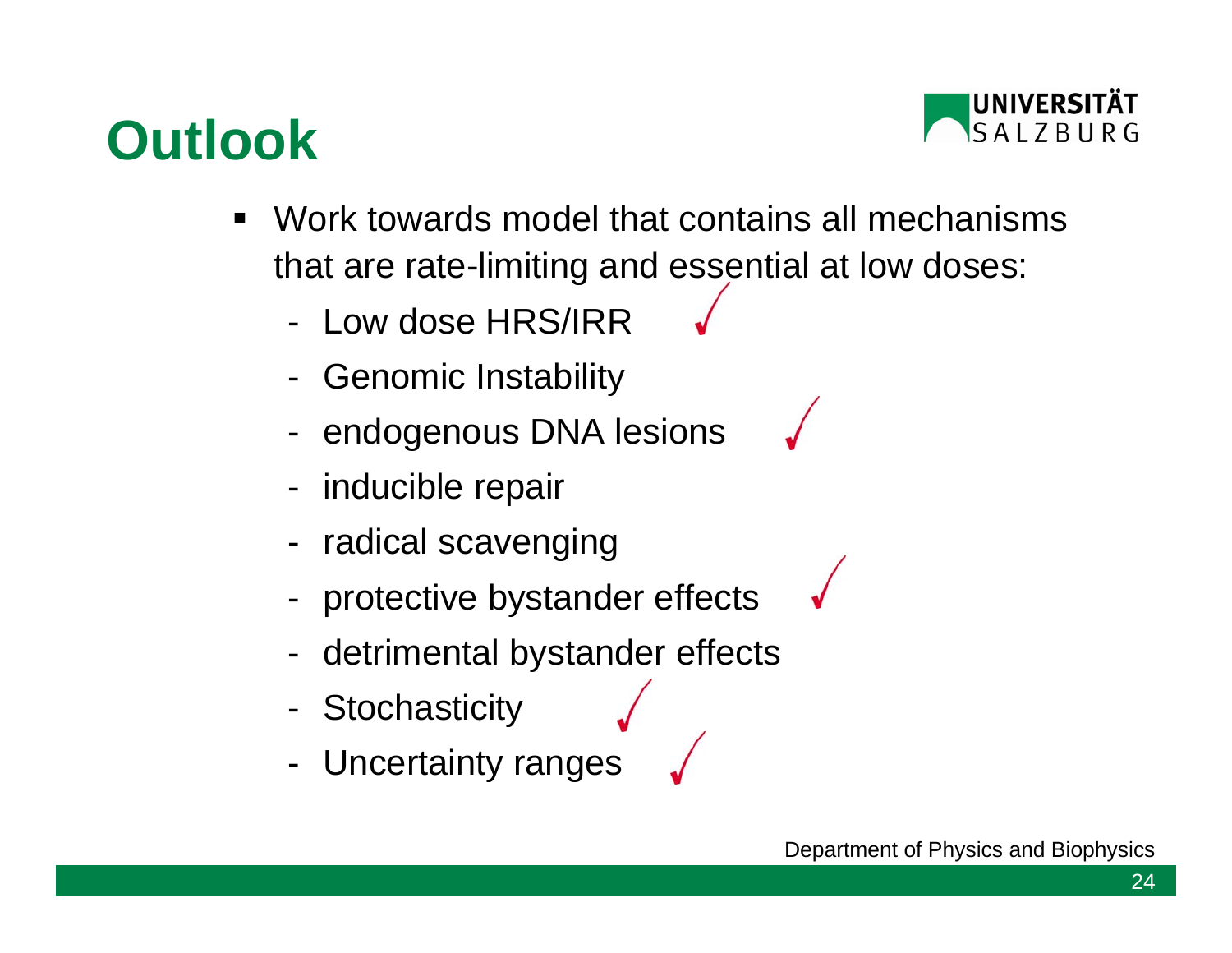# Outlook

- Work towards model that contains all mechanisms that are rate-limiting and essential at low doses:
  - Low dose HRS/IRR ✓
  - Genomic Instability
  - endogenous DNA lesions ✓
  - inducible repair
  - radical scavenging
  - protective bystander effects ✓
  - detrimental bystander effects
  - Stochasticity ✓
  - Uncertainty ranges ✓

Department of Physics and Biophysics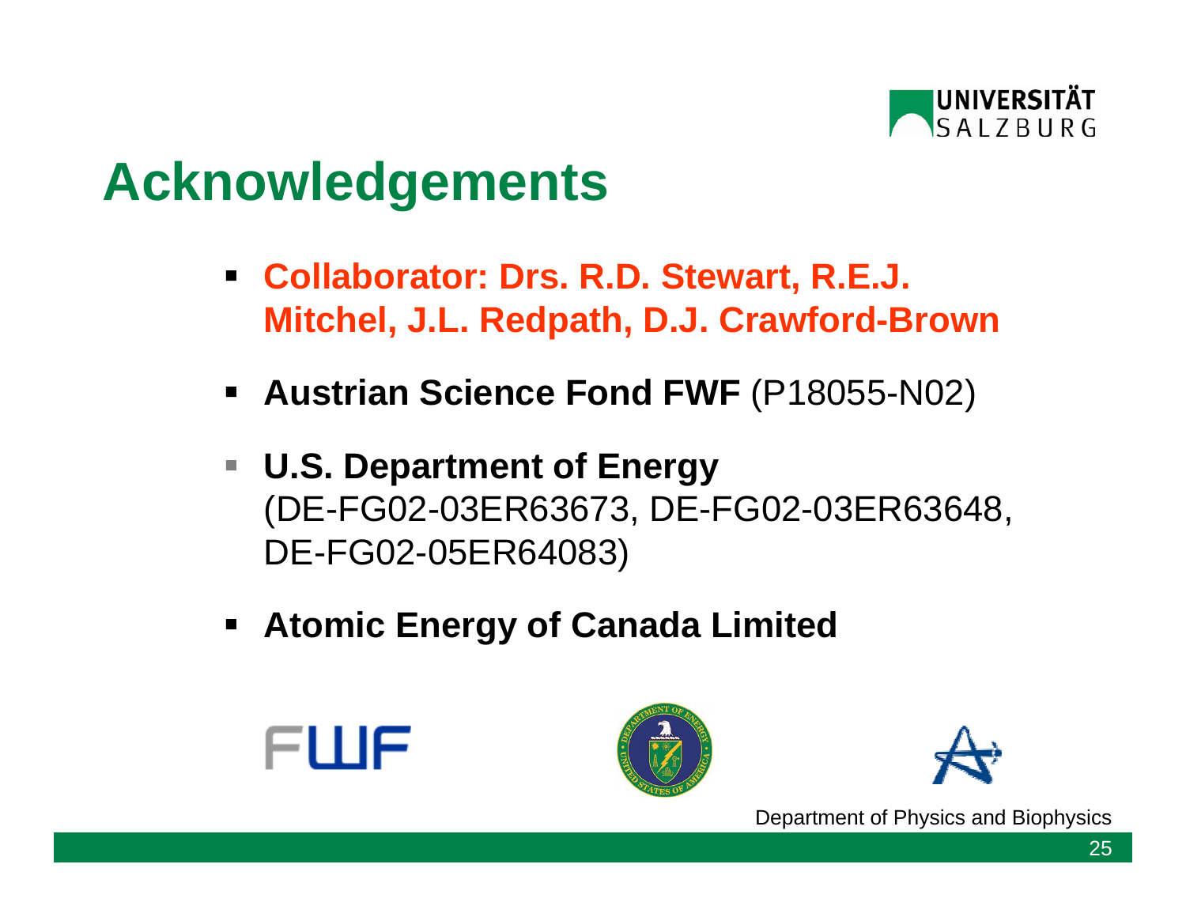# Acknowledgements

- **Collaborator: Drs. R.D. Stewart, R.E.J. Mitchel, J.L. Redpath, D.J. Crawford-Brown**
- **Austrian Science Fond FWF** (P18055-N02)
- **U.S. Department of Energy** (DE-FG02-03ER63673, DE-FG02-03ER63648, DE-FG02-05ER64083)
- **Atomic Energy of Canada Limited**

Department of Physics and Biophysics